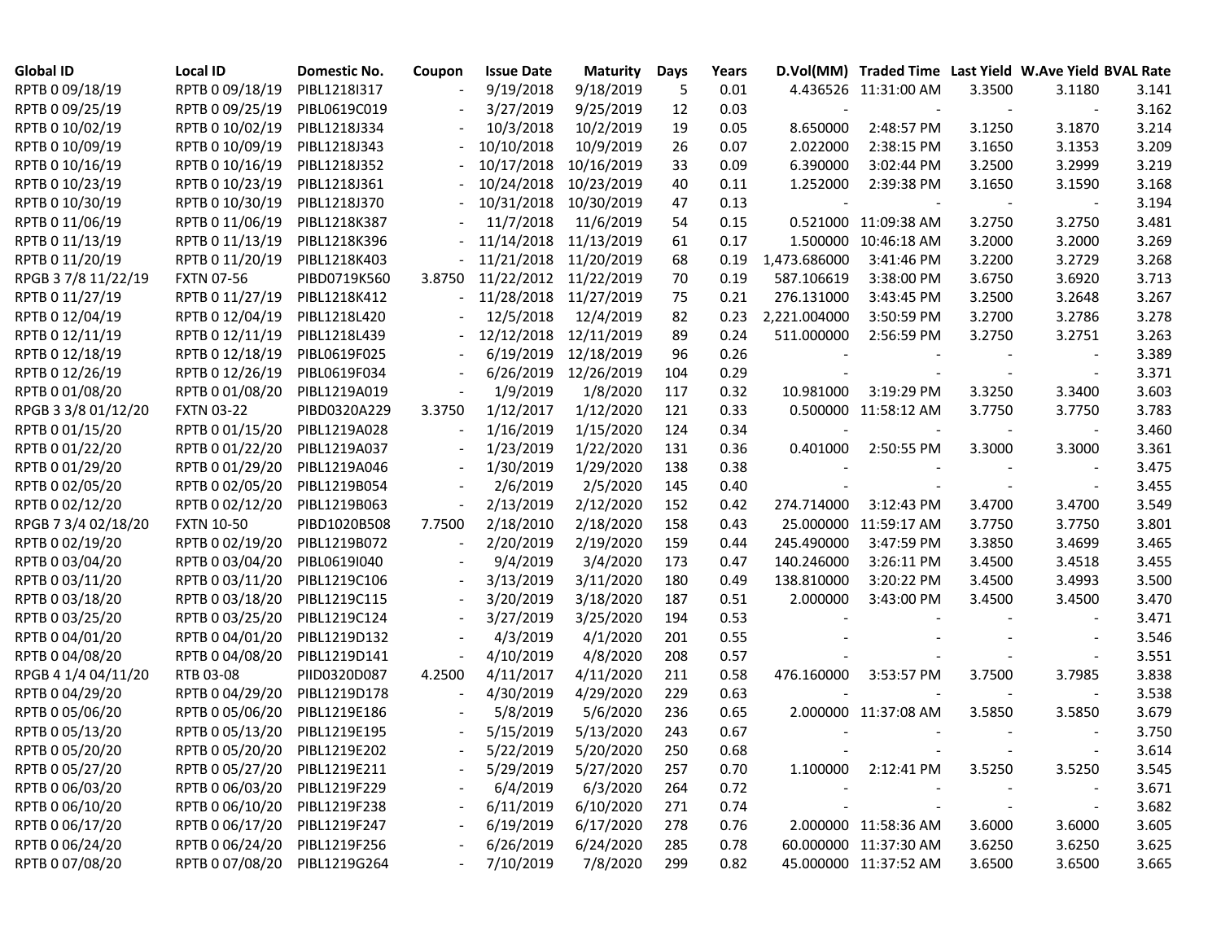| Global ID | Local ID | Domestic No. | Coupon | Issue Date | Maturity | Days | Years | D.Vol(MM) | Traded Time | Last Yield | W.Ave Yield | BVAL Rate |
|---|---|---|---|---|---|---|---|---|---|---|---|---|
| RPTB 0 09/18/19 | RPTB 0 09/18/19 | PIBL1218I317 | - | 9/19/2018 | 9/18/2019 | 5 | 0.01 | 4.436526 | 11:31:00 AM | 3.3500 | 3.1180 | 3.141 |
| RPTB 0 09/25/19 | RPTB 0 09/25/19 | PIBL0619C019 | - | 3/27/2019 | 9/25/2019 | 12 | 0.03 | - | - | - | - | 3.162 |
| RPTB 0 10/02/19 | RPTB 0 10/02/19 | PIBL1218J334 | - | 10/3/2018 | 10/2/2019 | 19 | 0.05 | 8.650000 | 2:48:57 PM | 3.1250 | 3.1870 | 3.214 |
| RPTB 0 10/09/19 | RPTB 0 10/09/19 | PIBL1218J343 | - | 10/10/2018 | 10/9/2019 | 26 | 0.07 | 2.022000 | 2:38:15 PM | 3.1650 | 3.1353 | 3.209 |
| RPTB 0 10/16/19 | RPTB 0 10/16/19 | PIBL1218J352 | - | 10/17/2018 | 10/16/2019 | 33 | 0.09 | 6.390000 | 3:02:44 PM | 3.2500 | 3.2999 | 3.219 |
| RPTB 0 10/23/19 | RPTB 0 10/23/19 | PIBL1218J361 | - | 10/24/2018 | 10/23/2019 | 40 | 0.11 | 1.252000 | 2:39:38 PM | 3.1650 | 3.1590 | 3.168 |
| RPTB 0 10/30/19 | RPTB 0 10/30/19 | PIBL1218J370 | - | 10/31/2018 | 10/30/2019 | 47 | 0.13 | - | - | - | - | 3.194 |
| RPTB 0 11/06/19 | RPTB 0 11/06/19 | PIBL1218K387 | - | 11/7/2018 | 11/6/2019 | 54 | 0.15 | 0.521000 | 11:09:38 AM | 3.2750 | 3.2750 | 3.481 |
| RPTB 0 11/13/19 | RPTB 0 11/13/19 | PIBL1218K396 | - | 11/14/2018 | 11/13/2019 | 61 | 0.17 | 1.500000 | 10:46:18 AM | 3.2000 | 3.2000 | 3.269 |
| RPTB 0 11/20/19 | RPTB 0 11/20/19 | PIBL1218K403 | - | 11/21/2018 | 11/20/2019 | 68 | 0.19 | 1,473.686000 | 3:41:46 PM | 3.2200 | 3.2729 | 3.268 |
| RPGB 3 7/8 11/22/19 | FXTN 07-56 | PIBD0719K560 | 3.8750 | 11/22/2012 | 11/22/2019 | 70 | 0.19 | 587.106619 | 3:38:00 PM | 3.6750 | 3.6920 | 3.713 |
| RPTB 0 11/27/19 | RPTB 0 11/27/19 | PIBL1218K412 | - | 11/28/2018 | 11/27/2019 | 75 | 0.21 | 276.131000 | 3:43:45 PM | 3.2500 | 3.2648 | 3.267 |
| RPTB 0 12/04/19 | RPTB 0 12/04/19 | PIBL1218L420 | - | 12/5/2018 | 12/4/2019 | 82 | 0.23 | 2,221.004000 | 3:50:59 PM | 3.2700 | 3.2786 | 3.278 |
| RPTB 0 12/11/19 | RPTB 0 12/11/19 | PIBL1218L439 | - | 12/12/2018 | 12/11/2019 | 89 | 0.24 | 511.000000 | 2:56:59 PM | 3.2750 | 3.2751 | 3.263 |
| RPTB 0 12/18/19 | RPTB 0 12/18/19 | PIBL0619F025 | - | 6/19/2019 | 12/18/2019 | 96 | 0.26 | - | - | - | - | 3.389 |
| RPTB 0 12/26/19 | RPTB 0 12/26/19 | PIBL0619F034 | - | 6/26/2019 | 12/26/2019 | 104 | 0.29 | - | - | - | - | 3.371 |
| RPTB 0 01/08/20 | RPTB 0 01/08/20 | PIBL1219A019 | - | 1/9/2019 | 1/8/2020 | 117 | 0.32 | 10.981000 | 3:19:29 PM | 3.3250 | 3.3400 | 3.603 |
| RPGB 3 3/8 01/12/20 | FXTN 03-22 | PIBD0320A229 | 3.3750 | 1/12/2017 | 1/12/2020 | 121 | 0.33 | 0.500000 | 11:58:12 AM | 3.7750 | 3.7750 | 3.783 |
| RPTB 0 01/15/20 | RPTB 0 01/15/20 | PIBL1219A028 | - | 1/16/2019 | 1/15/2020 | 124 | 0.34 | - | - | - | - | 3.460 |
| RPTB 0 01/22/20 | RPTB 0 01/22/20 | PIBL1219A037 | - | 1/23/2019 | 1/22/2020 | 131 | 0.36 | 0.401000 | 2:50:55 PM | 3.3000 | 3.3000 | 3.361 |
| RPTB 0 01/29/20 | RPTB 0 01/29/20 | PIBL1219A046 | - | 1/30/2019 | 1/29/2020 | 138 | 0.38 | - | - | - | - | 3.475 |
| RPTB 0 02/05/20 | RPTB 0 02/05/20 | PIBL1219B054 | - | 2/6/2019 | 2/5/2020 | 145 | 0.40 | - | - | - | - | 3.455 |
| RPTB 0 02/12/20 | RPTB 0 02/12/20 | PIBL1219B063 | - | 2/13/2019 | 2/12/2020 | 152 | 0.42 | 274.714000 | 3:12:43 PM | 3.4700 | 3.4700 | 3.549 |
| RPGB 7 3/4 02/18/20 | FXTN 10-50 | PIBD1020B508 | 7.7500 | 2/18/2010 | 2/18/2020 | 158 | 0.43 | 25.000000 | 11:59:17 AM | 3.7750 | 3.7750 | 3.801 |
| RPTB 0 02/19/20 | RPTB 0 02/19/20 | PIBL1219B072 | - | 2/20/2019 | 2/19/2020 | 159 | 0.44 | 245.490000 | 3:47:59 PM | 3.3850 | 3.4699 | 3.465 |
| RPTB 0 03/04/20 | RPTB 0 03/04/20 | PIBL0619I040 | - | 9/4/2019 | 3/4/2020 | 173 | 0.47 | 140.246000 | 3:26:11 PM | 3.4500 | 3.4518 | 3.455 |
| RPTB 0 03/11/20 | RPTB 0 03/11/20 | PIBL1219C106 | - | 3/13/2019 | 3/11/2020 | 180 | 0.49 | 138.810000 | 3:20:22 PM | 3.4500 | 3.4993 | 3.500 |
| RPTB 0 03/18/20 | RPTB 0 03/18/20 | PIBL1219C115 | - | 3/20/2019 | 3/18/2020 | 187 | 0.51 | 2.000000 | 3:43:00 PM | 3.4500 | 3.4500 | 3.470 |
| RPTB 0 03/25/20 | RPTB 0 03/25/20 | PIBL1219C124 | - | 3/27/2019 | 3/25/2020 | 194 | 0.53 | - | - | - | - | 3.471 |
| RPTB 0 04/01/20 | RPTB 0 04/01/20 | PIBL1219D132 | - | 4/3/2019 | 4/1/2020 | 201 | 0.55 | - | - | - | - | 3.546 |
| RPTB 0 04/08/20 | RPTB 0 04/08/20 | PIBL1219D141 | - | 4/10/2019 | 4/8/2020 | 208 | 0.57 | - | - | - | - | 3.551 |
| RPGB 4 1/4 04/11/20 | RTB 03-08 | PIID0320D087 | 4.2500 | 4/11/2017 | 4/11/2020 | 211 | 0.58 | 476.160000 | 3:53:57 PM | 3.7500 | 3.7985 | 3.838 |
| RPTB 0 04/29/20 | RPTB 0 04/29/20 | PIBL1219D178 | - | 4/30/2019 | 4/29/2020 | 229 | 0.63 | - | - | - | - | 3.538 |
| RPTB 0 05/06/20 | RPTB 0 05/06/20 | PIBL1219E186 | - | 5/8/2019 | 5/6/2020 | 236 | 0.65 | 2.000000 | 11:37:08 AM | 3.5850 | 3.5850 | 3.679 |
| RPTB 0 05/13/20 | RPTB 0 05/13/20 | PIBL1219E195 | - | 5/15/2019 | 5/13/2020 | 243 | 0.67 | - | - | - | - | 3.750 |
| RPTB 0 05/20/20 | RPTB 0 05/20/20 | PIBL1219E202 | - | 5/22/2019 | 5/20/2020 | 250 | 0.68 | - | - | - | - | 3.614 |
| RPTB 0 05/27/20 | RPTB 0 05/27/20 | PIBL1219E211 | - | 5/29/2019 | 5/27/2020 | 257 | 0.70 | 1.100000 | 2:12:41 PM | 3.5250 | 3.5250 | 3.545 |
| RPTB 0 06/03/20 | RPTB 0 06/03/20 | PIBL1219F229 | - | 6/4/2019 | 6/3/2020 | 264 | 0.72 | - | - | - | - | 3.671 |
| RPTB 0 06/10/20 | RPTB 0 06/10/20 | PIBL1219F238 | - | 6/11/2019 | 6/10/2020 | 271 | 0.74 | - | - | - | - | 3.682 |
| RPTB 0 06/17/20 | RPTB 0 06/17/20 | PIBL1219F247 | - | 6/19/2019 | 6/17/2020 | 278 | 0.76 | 2.000000 | 11:58:36 AM | 3.6000 | 3.6000 | 3.605 |
| RPTB 0 06/24/20 | RPTB 0 06/24/20 | PIBL1219F256 | - | 6/26/2019 | 6/24/2020 | 285 | 0.78 | 60.000000 | 11:37:30 AM | 3.6250 | 3.6250 | 3.625 |
| RPTB 0 07/08/20 | RPTB 0 07/08/20 | PIBL1219G264 | - | 7/10/2019 | 7/8/2020 | 299 | 0.82 | 45.000000 | 11:37:52 AM | 3.6500 | 3.6500 | 3.665 |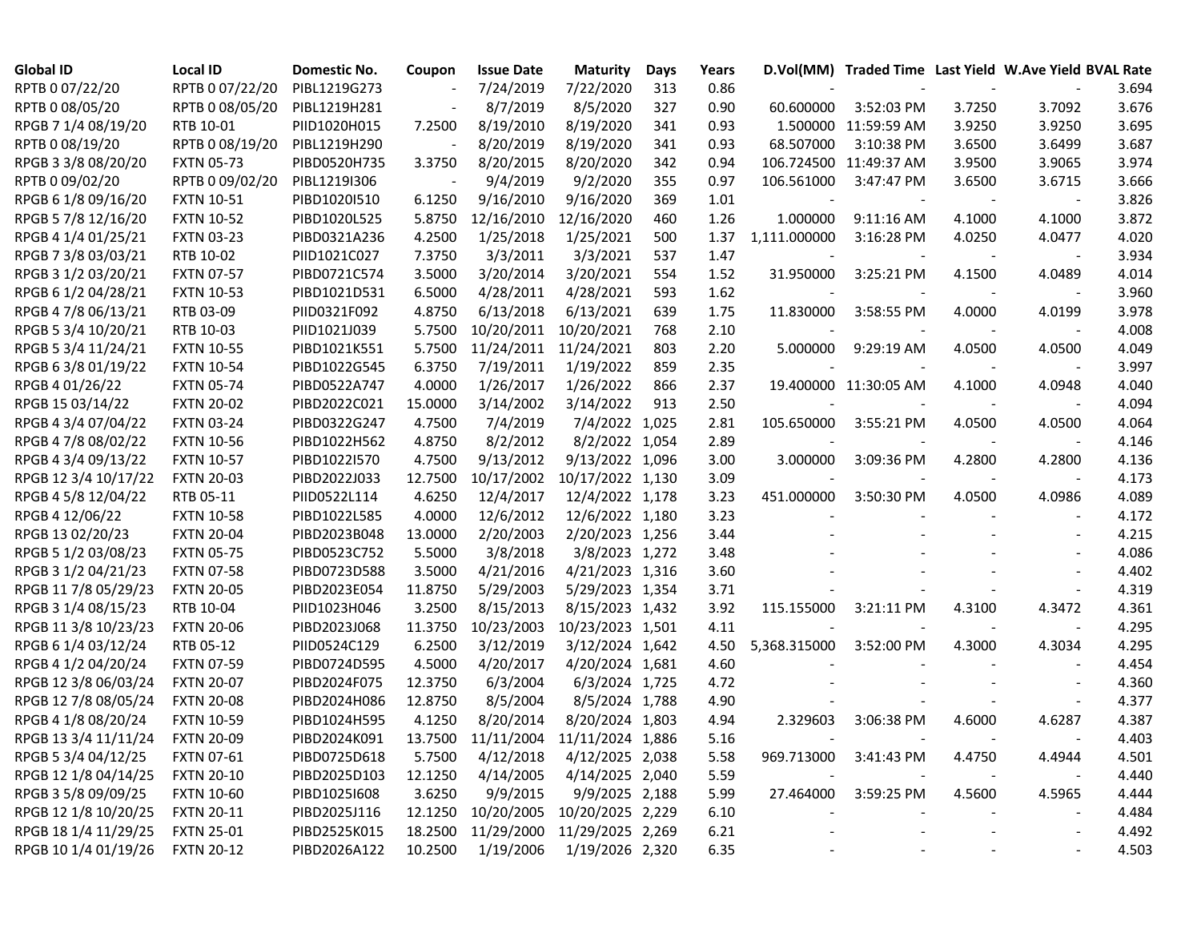| Global ID | Local ID | Domestic No. | Coupon | Issue Date | Maturity | Days | Years | D.Vol(MM) | Traded Time | Last Yield | W.Ave Yield | BVAL Rate |
|---|---|---|---|---|---|---|---|---|---|---|---|---|
| RPTB 0 07/22/20 | RPTB 0 07/22/20 | PIBL1219G273 | - | 7/24/2019 | 7/22/2020 | 313 | 0.86 | - | - | - | - | 3.694 |
| RPTB 0 08/05/20 | RPTB 0 08/05/20 | PIBL1219H281 | - | 8/7/2019 | 8/5/2020 | 327 | 0.90 | 60.600000 | 3:52:03 PM | 3.7250 | 3.7092 | 3.676 |
| RPGB 7 1/4 08/19/20 | RTB 10-01 | PIID1020H015 | 7.2500 | 8/19/2010 | 8/19/2020 | 341 | 0.93 | 1.500000 | 11:59:59 AM | 3.9250 | 3.9250 | 3.695 |
| RPTB 0 08/19/20 | RPTB 0 08/19/20 | PIBL1219H290 | - | 8/20/2019 | 8/19/2020 | 341 | 0.93 | 68.507000 | 3:10:38 PM | 3.6500 | 3.6499 | 3.687 |
| RPGB 3 3/8 08/20/20 | FXTN 05-73 | PIBD0520H735 | 3.3750 | 8/20/2015 | 8/20/2020 | 342 | 0.94 | 106.724500 | 11:49:37 AM | 3.9500 | 3.9065 | 3.974 |
| RPTB 0 09/02/20 | RPTB 0 09/02/20 | PIBL1219I306 | - | 9/4/2019 | 9/2/2020 | 355 | 0.97 | 106.561000 | 3:47:47 PM | 3.6500 | 3.6715 | 3.666 |
| RPGB 6 1/8 09/16/20 | FXTN 10-51 | PIBD1020I510 | 6.1250 | 9/16/2010 | 9/16/2020 | 369 | 1.01 | - | - | - | - | 3.826 |
| RPGB 5 7/8 12/16/20 | FXTN 10-52 | PIBD1020L525 | 5.8750 | 12/16/2010 | 12/16/2020 | 460 | 1.26 | 1.000000 | 9:11:16 AM | 4.1000 | 4.1000 | 3.872 |
| RPGB 4 1/4 01/25/21 | FXTN 03-23 | PIBD0321A236 | 4.2500 | 1/25/2018 | 1/25/2021 | 500 | 1.37 | 1,111.000000 | 3:16:28 PM | 4.0250 | 4.0477 | 4.020 |
| RPGB 7 3/8 03/03/21 | RTB 10-02 | PIID1021C027 | 7.3750 | 3/3/2011 | 3/3/2021 | 537 | 1.47 | - | - | - | - | 3.934 |
| RPGB 3 1/2 03/20/21 | FXTN 07-57 | PIBD0721C574 | 3.5000 | 3/20/2014 | 3/20/2021 | 554 | 1.52 | 31.950000 | 3:25:21 PM | 4.1500 | 4.0489 | 4.014 |
| RPGB 6 1/2 04/28/21 | FXTN 10-53 | PIBD1021D531 | 6.5000 | 4/28/2011 | 4/28/2021 | 593 | 1.62 | - | - | - | - | 3.960 |
| RPGB 4 7/8 06/13/21 | RTB 03-09 | PIID0321F092 | 4.8750 | 6/13/2018 | 6/13/2021 | 639 | 1.75 | 11.830000 | 3:58:55 PM | 4.0000 | 4.0199 | 3.978 |
| RPGB 5 3/4 10/20/21 | RTB 10-03 | PIID1021J039 | 5.7500 | 10/20/2011 | 10/20/2021 | 768 | 2.10 | - | - | - | - | 4.008 |
| RPGB 5 3/4 11/24/21 | FXTN 10-55 | PIBD1021K551 | 5.7500 | 11/24/2011 | 11/24/2021 | 803 | 2.20 | 5.000000 | 9:29:19 AM | 4.0500 | 4.0500 | 4.049 |
| RPGB 6 3/8 01/19/22 | FXTN 10-54 | PIBD1022G545 | 6.3750 | 7/19/2011 | 1/19/2022 | 859 | 2.35 | - | - | - | - | 3.997 |
| RPGB 4 01/26/22 | FXTN 05-74 | PIBD0522A747 | 4.0000 | 1/26/2017 | 1/26/2022 | 866 | 2.37 | 19.400000 | 11:30:05 AM | 4.1000 | 4.0948 | 4.040 |
| RPGB 15 03/14/22 | FXTN 20-02 | PIBD2022C021 | 15.0000 | 3/14/2002 | 3/14/2022 | 913 | 2.50 | - | - | - | - | 4.094 |
| RPGB 4 3/4 07/04/22 | FXTN 03-24 | PIBD0322G247 | 4.7500 | 7/4/2019 | 7/4/2022 | 1,025 | 2.81 | 105.650000 | 3:55:21 PM | 4.0500 | 4.0500 | 4.064 |
| RPGB 4 7/8 08/02/22 | FXTN 10-56 | PIBD1022H562 | 4.8750 | 8/2/2012 | 8/2/2022 | 1,054 | 2.89 | - | - | - | - | 4.146 |
| RPGB 4 3/4 09/13/22 | FXTN 10-57 | PIBD1022I570 | 4.7500 | 9/13/2012 | 9/13/2022 | 1,096 | 3.00 | 3.000000 | 3:09:36 PM | 4.2800 | 4.2800 | 4.136 |
| RPGB 12 3/4 10/17/22 | FXTN 20-03 | PIBD2022J033 | 12.7500 | 10/17/2002 | 10/17/2022 | 1,130 | 3.09 | - | - | - | - | 4.173 |
| RPGB 4 5/8 12/04/22 | RTB 05-11 | PIID0522L114 | 4.6250 | 12/4/2017 | 12/4/2022 | 1,178 | 3.23 | 451.000000 | 3:50:30 PM | 4.0500 | 4.0986 | 4.089 |
| RPGB 4 12/06/22 | FXTN 10-58 | PIBD1022L585 | 4.0000 | 12/6/2012 | 12/6/2022 | 1,180 | 3.23 | - | - | - | - | 4.172 |
| RPGB 13 02/20/23 | FXTN 20-04 | PIBD2023B048 | 13.0000 | 2/20/2003 | 2/20/2023 | 1,256 | 3.44 | - | - | - | - | 4.215 |
| RPGB 5 1/2 03/08/23 | FXTN 05-75 | PIBD0523C752 | 5.5000 | 3/8/2018 | 3/8/2023 | 1,272 | 3.48 | - | - | - | - | 4.086 |
| RPGB 3 1/2 04/21/23 | FXTN 07-58 | PIBD0723D588 | 3.5000 | 4/21/2016 | 4/21/2023 | 1,316 | 3.60 | - | - | - | - | 4.402 |
| RPGB 11 7/8 05/29/23 | FXTN 20-05 | PIBD2023E054 | 11.8750 | 5/29/2003 | 5/29/2023 | 1,354 | 3.71 | - | - | - | - | 4.319 |
| RPGB 3 1/4 08/15/23 | RTB 10-04 | PIID1023H046 | 3.2500 | 8/15/2013 | 8/15/2023 | 1,432 | 3.92 | 115.155000 | 3:21:11 PM | 4.3100 | 4.3472 | 4.361 |
| RPGB 11 3/8 10/23/23 | FXTN 20-06 | PIBD2023J068 | 11.3750 | 10/23/2003 | 10/23/2023 | 1,501 | 4.11 | - | - | - | - | 4.295 |
| RPGB 6 1/4 03/12/24 | RTB 05-12 | PIID0524C129 | 6.2500 | 3/12/2019 | 3/12/2024 | 1,642 | 4.50 | 5,368.315000 | 3:52:00 PM | 4.3000 | 4.3034 | 4.295 |
| RPGB 4 1/2 04/20/24 | FXTN 07-59 | PIBD0724D595 | 4.5000 | 4/20/2017 | 4/20/2024 | 1,681 | 4.60 | - | - | - | - | 4.454 |
| RPGB 12 3/8 06/03/24 | FXTN 20-07 | PIBD2024F075 | 12.3750 | 6/3/2004 | 6/3/2024 | 1,725 | 4.72 | - | - | - | - | 4.360 |
| RPGB 12 7/8 08/05/24 | FXTN 20-08 | PIBD2024H086 | 12.8750 | 8/5/2004 | 8/5/2024 | 1,788 | 4.90 | - | - | - | - | 4.377 |
| RPGB 4 1/8 08/20/24 | FXTN 10-59 | PIBD1024H595 | 4.1250 | 8/20/2014 | 8/20/2024 | 1,803 | 4.94 | 2.329603 | 3:06:38 PM | 4.6000 | 4.6287 | 4.387 |
| RPGB 13 3/4 11/11/24 | FXTN 20-09 | PIBD2024K091 | 13.7500 | 11/11/2004 | 11/11/2024 | 1,886 | 5.16 | - | - | - | - | 4.403 |
| RPGB 5 3/4 04/12/25 | FXTN 07-61 | PIBD0725D618 | 5.7500 | 4/12/2018 | 4/12/2025 | 2,038 | 5.58 | 969.713000 | 3:41:43 PM | 4.4750 | 4.4944 | 4.501 |
| RPGB 12 1/8 04/14/25 | FXTN 20-10 | PIBD2025D103 | 12.1250 | 4/14/2005 | 4/14/2025 | 2,040 | 5.59 | - | - | - | - | 4.440 |
| RPGB 3 5/8 09/09/25 | FXTN 10-60 | PIBD1025I608 | 3.6250 | 9/9/2015 | 9/9/2025 | 2,188 | 5.99 | 27.464000 | 3:59:25 PM | 4.5600 | 4.5965 | 4.444 |
| RPGB 12 1/8 10/20/25 | FXTN 20-11 | PIBD2025J116 | 12.1250 | 10/20/2005 | 10/20/2025 | 2,229 | 6.10 | - | - | - | - | 4.484 |
| RPGB 18 1/4 11/29/25 | FXTN 25-01 | PIBD2525K015 | 18.2500 | 11/29/2000 | 11/29/2025 | 2,269 | 6.21 | - | - | - | - | 4.492 |
| RPGB 10 1/4 01/19/26 | FXTN 20-12 | PIBD2026A122 | 10.2500 | 1/19/2006 | 1/19/2026 | 2,320 | 6.35 | - | - | - | - | 4.503 |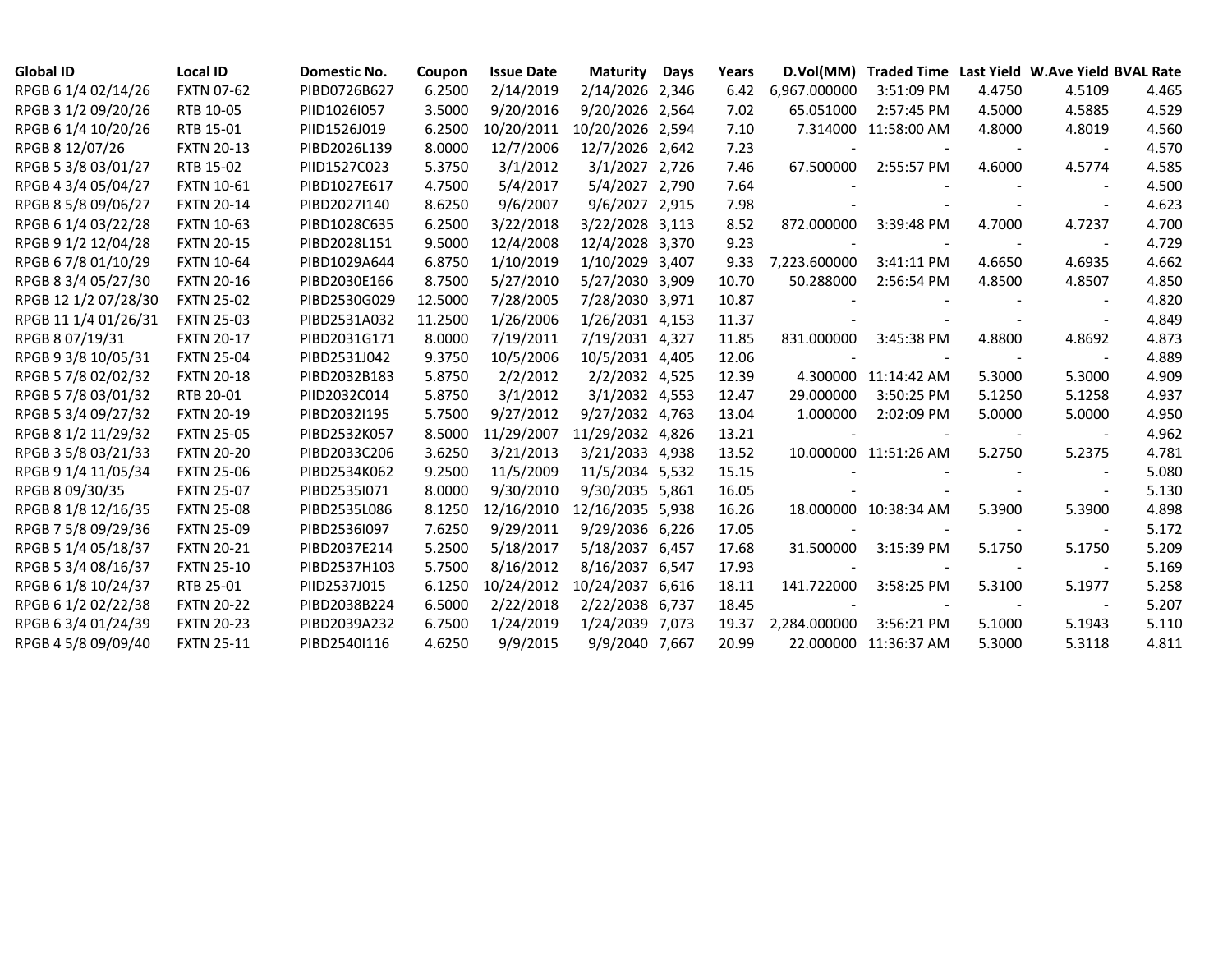| Global ID | Local ID | Domestic No. | Coupon | Issue Date | Maturity | Days | Years | D.Vol(MM) | Traded Time | Last Yield | W.Ave Yield | BVAL Rate |
|---|---|---|---|---|---|---|---|---|---|---|---|---|
| RPGB 6 1/4 02/14/26 | FXTN 07-62 | PIBD0726B627 | 6.2500 | 2/14/2019 | 2/14/2026 | 2,346 | 6.42 | 6,967.000000 | 3:51:09 PM | 4.4750 | 4.5109 | 4.465 |
| RPGB 3 1/2 09/20/26 | RTB 10-05 | PIID1026I057 | 3.5000 | 9/20/2016 | 9/20/2026 | 2,564 | 7.02 | 65.051000 | 2:57:45 PM | 4.5000 | 4.5885 | 4.529 |
| RPGB 6 1/4 10/20/26 | RTB 15-01 | PIID1526J019 | 6.2500 | 10/20/2011 | 10/20/2026 | 2,594 | 7.10 | 7.314000 | 11:58:00 AM | 4.8000 | 4.8019 | 4.560 |
| RPGB 8 12/07/26 | FXTN 20-13 | PIBD2026L139 | 8.0000 | 12/7/2006 | 12/7/2026 | 2,642 | 7.23 | - | - | - | - | 4.570 |
| RPGB 5 3/8 03/01/27 | RTB 15-02 | PIID1527C023 | 5.3750 | 3/1/2012 | 3/1/2027 | 2,726 | 7.46 | 67.500000 | 2:55:57 PM | 4.6000 | 4.5774 | 4.585 |
| RPGB 4 3/4 05/04/27 | FXTN 10-61 | PIBD1027E617 | 4.7500 | 5/4/2017 | 5/4/2027 | 2,790 | 7.64 | - | - | - | - | 4.500 |
| RPGB 8 5/8 09/06/27 | FXTN 20-14 | PIBD2027I140 | 8.6250 | 9/6/2007 | 9/6/2027 | 2,915 | 7.98 | - | - | - | - | 4.623 |
| RPGB 6 1/4 03/22/28 | FXTN 10-63 | PIBD1028C635 | 6.2500 | 3/22/2018 | 3/22/2028 | 3,113 | 8.52 | 872.000000 | 3:39:48 PM | 4.7000 | 4.7237 | 4.700 |
| RPGB 9 1/2 12/04/28 | FXTN 20-15 | PIBD2028L151 | 9.5000 | 12/4/2008 | 12/4/2028 | 3,370 | 9.23 | - | - | - | - | 4.729 |
| RPGB 6 7/8 01/10/29 | FXTN 10-64 | PIBD1029A644 | 6.8750 | 1/10/2019 | 1/10/2029 | 3,407 | 9.33 | 7,223.600000 | 3:41:11 PM | 4.6650 | 4.6935 | 4.662 |
| RPGB 8 3/4 05/27/30 | FXTN 20-16 | PIBD2030E166 | 8.7500 | 5/27/2010 | 5/27/2030 | 3,909 | 10.70 | 50.288000 | 2:56:54 PM | 4.8500 | 4.8507 | 4.850 |
| RPGB 12 1/2 07/28/30 | FXTN 25-02 | PIBD2530G029 | 12.5000 | 7/28/2005 | 7/28/2030 | 3,971 | 10.87 | - | - | - | - | 4.820 |
| RPGB 11 1/4 01/26/31 | FXTN 25-03 | PIBD2531A032 | 11.2500 | 1/26/2006 | 1/26/2031 | 4,153 | 11.37 | - | - | - | - | 4.849 |
| RPGB 8 07/19/31 | FXTN 20-17 | PIBD2031G171 | 8.0000 | 7/19/2011 | 7/19/2031 | 4,327 | 11.85 | 831.000000 | 3:45:38 PM | 4.8800 | 4.8692 | 4.873 |
| RPGB 9 3/8 10/05/31 | FXTN 25-04 | PIBD2531J042 | 9.3750 | 10/5/2006 | 10/5/2031 | 4,405 | 12.06 | - | - | - | - | 4.889 |
| RPGB 5 7/8 02/02/32 | FXTN 20-18 | PIBD2032B183 | 5.8750 | 2/2/2012 | 2/2/2032 | 4,525 | 12.39 | 4.300000 | 11:14:42 AM | 5.3000 | 5.3000 | 4.909 |
| RPGB 5 7/8 03/01/32 | RTB 20-01 | PIID2032C014 | 5.8750 | 3/1/2012 | 3/1/2032 | 4,553 | 12.47 | 29.000000 | 3:50:25 PM | 5.1250 | 5.1258 | 4.937 |
| RPGB 5 3/4 09/27/32 | FXTN 20-19 | PIBD2032I195 | 5.7500 | 9/27/2012 | 9/27/2032 | 4,763 | 13.04 | 1.000000 | 2:02:09 PM | 5.0000 | 5.0000 | 4.950 |
| RPGB 8 1/2 11/29/32 | FXTN 25-05 | PIBD2532K057 | 8.5000 | 11/29/2007 | 11/29/2032 | 4,826 | 13.21 | - | - | - | - | 4.962 |
| RPGB 3 5/8 03/21/33 | FXTN 20-20 | PIBD2033C206 | 3.6250 | 3/21/2013 | 3/21/2033 | 4,938 | 13.52 | 10.000000 | 11:51:26 AM | 5.2750 | 5.2375 | 4.781 |
| RPGB 9 1/4 11/05/34 | FXTN 25-06 | PIBD2534K062 | 9.2500 | 11/5/2009 | 11/5/2034 | 5,532 | 15.15 | - | - | - | - | 5.080 |
| RPGB 8 09/30/35 | FXTN 25-07 | PIBD2535I071 | 8.0000 | 9/30/2010 | 9/30/2035 | 5,861 | 16.05 | - | - | - | - | 5.130 |
| RPGB 8 1/8 12/16/35 | FXTN 25-08 | PIBD2535L086 | 8.1250 | 12/16/2010 | 12/16/2035 | 5,938 | 16.26 | 18.000000 | 10:38:34 AM | 5.3900 | 5.3900 | 4.898 |
| RPGB 7 5/8 09/29/36 | FXTN 25-09 | PIBD2536I097 | 7.6250 | 9/29/2011 | 9/29/2036 | 6,226 | 17.05 | - | - | - | - | 5.172 |
| RPGB 5 1/4 05/18/37 | FXTN 20-21 | PIBD2037E214 | 5.2500 | 5/18/2017 | 5/18/2037 | 6,457 | 17.68 | 31.500000 | 3:15:39 PM | 5.1750 | 5.1750 | 5.209 |
| RPGB 5 3/4 08/16/37 | FXTN 25-10 | PIBD2537H103 | 5.7500 | 8/16/2012 | 8/16/2037 | 6,547 | 17.93 | - | - | - | - | 5.169 |
| RPGB 6 1/8 10/24/37 | RTB 25-01 | PIID2537J015 | 6.1250 | 10/24/2012 | 10/24/2037 | 6,616 | 18.11 | 141.722000 | 3:58:25 PM | 5.3100 | 5.1977 | 5.258 |
| RPGB 6 1/2 02/22/38 | FXTN 20-22 | PIBD2038B224 | 6.5000 | 2/22/2018 | 2/22/2038 | 6,737 | 18.45 | - | - | - | - | 5.207 |
| RPGB 6 3/4 01/24/39 | FXTN 20-23 | PIBD2039A232 | 6.7500 | 1/24/2019 | 1/24/2039 | 7,073 | 19.37 | 2,284.000000 | 3:56:21 PM | 5.1000 | 5.1943 | 5.110 |
| RPGB 4 5/8 09/09/40 | FXTN 25-11 | PIBD2540I116 | 4.6250 | 9/9/2015 | 9/9/2040 | 7,667 | 20.99 | 22.000000 | 11:36:37 AM | 5.3000 | 5.3118 | 4.811 |